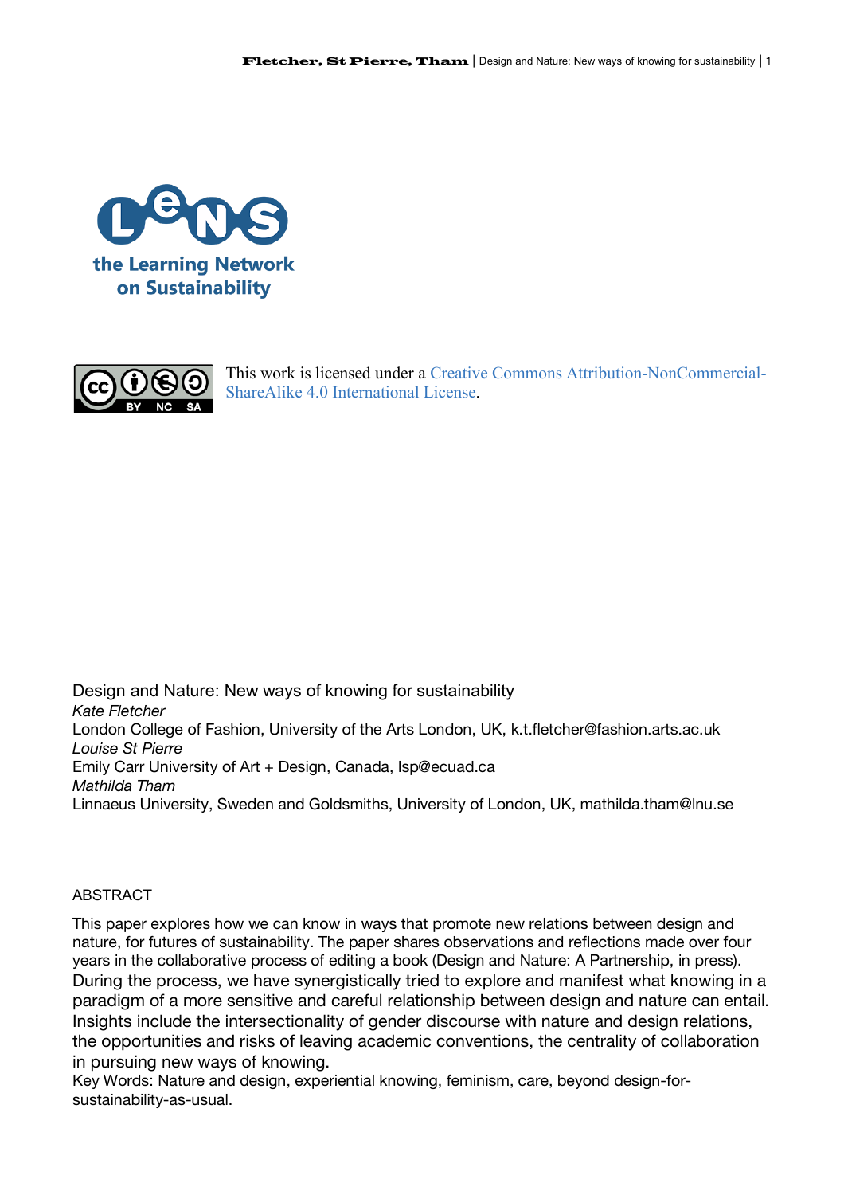the Learning Network on Sustainability

This work is licensed under a Creative Commons Attribution-NonCommercial-ShareAlike 4.0 International License.

# Design and Nature: New ways of knowing for sustainability

*Kate Fletcher*
London College of Fashion, University of the Arts London, UK, k.t.fletcher@fashion.arts.ac.uk

*Louise St Pierre*
Emily Carr University of Art + Design, Canada, lsp@ecuad.ca

*Mathilda Tham*
Linnaeus University, Sweden and Goldsmiths, University of London, UK, mathilda.tham@lnu.se

## ABSTRACT

This paper explores how we can know in ways that promote new relations between design and nature, for futures of sustainability. The paper shares observations and reflections made over four years in the collaborative process of editing a book (Design and Nature: A Partnership, in press). During the process, we have synergistically tried to explore and manifest what knowing in a paradigm of a more sensitive and careful relationship between design and nature can entail. Insights include the intersectionality of gender discourse with nature and design relations, the opportunities and risks of leaving academic conventions, the centrality of collaboration in pursuing new ways of knowing.

Key Words: Nature and design, experiential knowing, feminism, care, beyond design-for-sustainability-as-usual.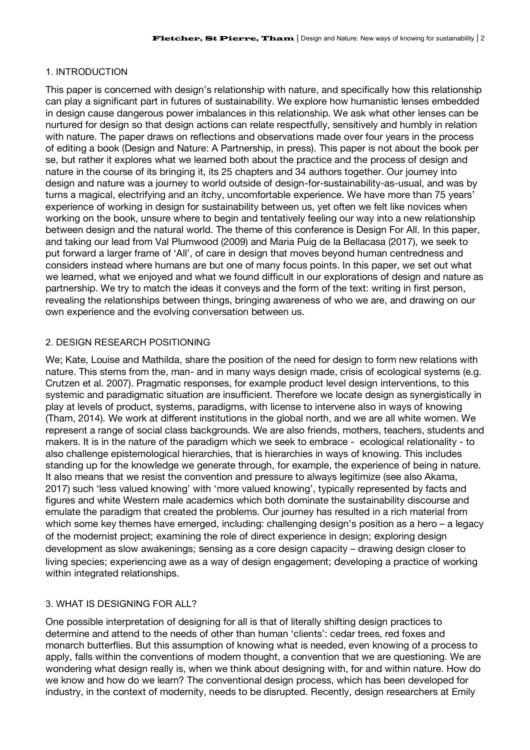## 1. INTRODUCTION

This paper is concerned with design's relationship with nature, and specifically how this relationship can play a significant part in futures of sustainability. We explore how humanistic lenses embedded in design cause dangerous power imbalances in this relationship. We ask what other lenses can be nurtured for design so that design actions can relate respectfully, sensitively and humbly in relation with nature. The paper draws on reflections and observations made over four years in the process of editing a book (Design and Nature: A Partnership, in press). This paper is not about the book per se, but rather it explores what we learned both about the practice and the process of design and nature in the course of its bringing it, its 25 chapters and 34 authors together. Our journey into design and nature was a journey to world outside of design-for-sustainability-as-usual, and was by turns a magical, electrifying and an itchy, uncomfortable experience. We have more than 75 years' experience of working in design for sustainability between us, yet often we felt like novices when working on the book, unsure where to begin and tentatively feeling our way into a new relationship between design and the natural world. The theme of this conference is Design For All. In this paper, and taking our lead from Val Plumwood (2009) and Maria Puig de la Bellacasa (2017), we seek to put forward a larger frame of 'All', of care in design that moves beyond human centredness and considers instead where humans are but one of many focus points. In this paper, we set out what we learned, what we enjoyed and what we found difficult in our explorations of design and nature as partnership. We try to match the ideas it conveys and the form of the text: writing in first person, revealing the relationships between things, bringing awareness of who we are, and drawing on our own experience and the evolving conversation between us.

## 2. DESIGN RESEARCH POSITIONING

We; Kate, Louise and Mathilda, share the position of the need for design to form new relations with nature. This stems from the, man- and in many ways design made, crisis of ecological systems (e.g. Crutzen et al. 2007). Pragmatic responses, for example product level design interventions, to this systemic and paradigmatic situation are insufficient. Therefore we locate design as synergistically in play at levels of product, systems, paradigms, with license to intervene also in ways of knowing (Tham, 2014). We work at different institutions in the global north, and we are all white women. We represent a range of social class backgrounds. We are also friends, mothers, teachers, students and makers. It is in the nature of the paradigm which we seek to embrace - ecological relationality - to also challenge epistemological hierarchies, that is hierarchies in ways of knowing. This includes standing up for the knowledge we generate through, for example, the experience of being in nature. It also means that we resist the convention and pressure to always legitimize (see also Akama, 2017) such 'less valued knowing' with 'more valued knowing', typically represented by facts and figures and white Western male academics which both dominate the sustainability discourse and emulate the paradigm that created the problems. Our journey has resulted in a rich material from which some key themes have emerged, including: challenging design's position as a hero – a legacy of the modernist project; examining the role of direct experience in design; exploring design development as slow awakenings; sensing as a core design capacity – drawing design closer to living species; experiencing awe as a way of design engagement; developing a practice of working within integrated relationships.

## 3. WHAT IS DESIGNING FOR ALL?

One possible interpretation of designing for all is that of literally shifting design practices to determine and attend to the needs of other than human 'clients': cedar trees, red foxes and monarch butterflies. But this assumption of knowing what is needed, even knowing of a process to apply, falls within the conventions of modern thought, a convention that we are questioning. We are wondering what design really is, when we think about designing with, for and within nature. How do we know and how do we learn? The conventional design process, which has been developed for industry, in the context of modernity, needs to be disrupted. Recently, design researchers at Emily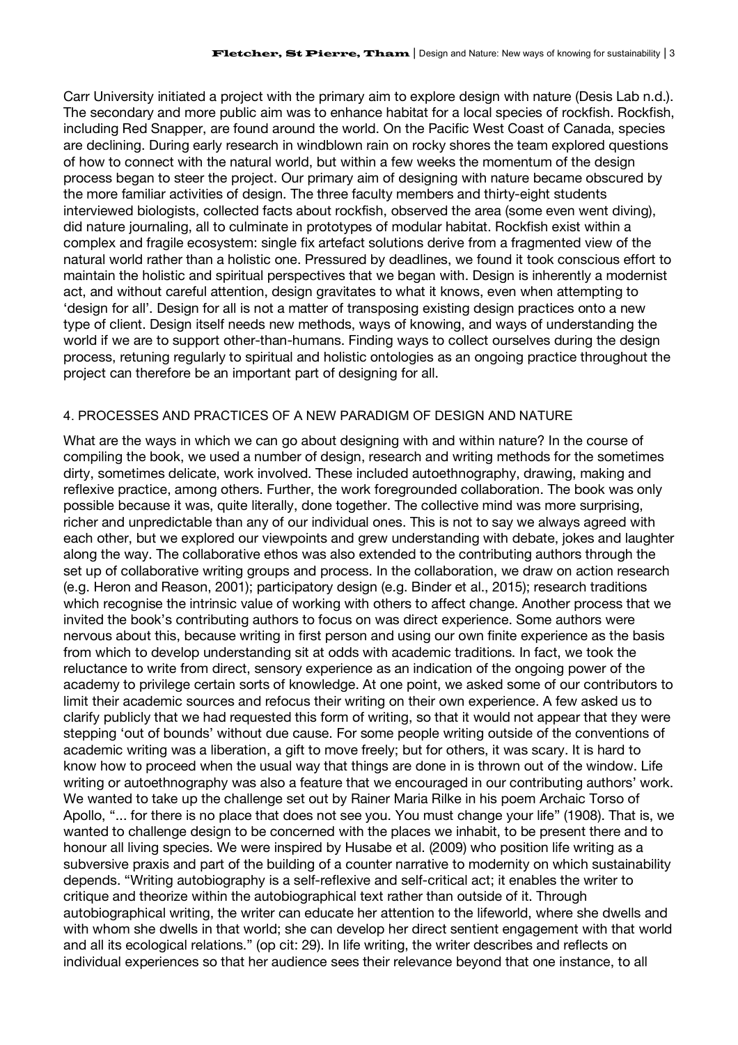Carr University initiated a project with the primary aim to explore design with nature (Desis Lab n.d.). The secondary and more public aim was to enhance habitat for a local species of rockfish. Rockfish, including Red Snapper, are found around the world. On the Pacific West Coast of Canada, species are declining. During early research in windblown rain on rocky shores the team explored questions of how to connect with the natural world, but within a few weeks the momentum of the design process began to steer the project. Our primary aim of designing with nature became obscured by the more familiar activities of design. The three faculty members and thirty-eight students interviewed biologists, collected facts about rockfish, observed the area (some even went diving), did nature journaling, all to culminate in prototypes of modular habitat. Rockfish exist within a complex and fragile ecosystem: single fix artefact solutions derive from a fragmented view of the natural world rather than a holistic one. Pressured by deadlines, we found it took conscious effort to maintain the holistic and spiritual perspectives that we began with. Design is inherently a modernist act, and without careful attention, design gravitates to what it knows, even when attempting to 'design for all'. Design for all is not a matter of transposing existing design practices onto a new type of client. Design itself needs new methods, ways of knowing, and ways of understanding the world if we are to support other-than-humans. Finding ways to collect ourselves during the design process, retuning regularly to spiritual and holistic ontologies as an ongoing practice throughout the project can therefore be an important part of designing for all.

## 4. PROCESSES AND PRACTICES OF A NEW PARADIGM OF DESIGN AND NATURE

What are the ways in which we can go about designing with and within nature? In the course of compiling the book, we used a number of design, research and writing methods for the sometimes dirty, sometimes delicate, work involved. These included autoethnography, drawing, making and reflexive practice, among others. Further, the work foregrounded collaboration. The book was only possible because it was, quite literally, done together. The collective mind was more surprising, richer and unpredictable than any of our individual ones. This is not to say we always agreed with each other, but we explored our viewpoints and grew understanding with debate, jokes and laughter along the way. The collaborative ethos was also extended to the contributing authors through the set up of collaborative writing groups and process. In the collaboration, we draw on action research (e.g. Heron and Reason, 2001); participatory design (e.g. Binder et al., 2015); research traditions which recognise the intrinsic value of working with others to affect change. Another process that we invited the book's contributing authors to focus on was direct experience. Some authors were nervous about this, because writing in first person and using our own finite experience as the basis from which to develop understanding sit at odds with academic traditions. In fact, we took the reluctance to write from direct, sensory experience as an indication of the ongoing power of the academy to privilege certain sorts of knowledge. At one point, we asked some of our contributors to limit their academic sources and refocus their writing on their own experience. A few asked us to clarify publicly that we had requested this form of writing, so that it would not appear that they were stepping 'out of bounds' without due cause. For some people writing outside of the conventions of academic writing was a liberation, a gift to move freely; but for others, it was scary. It is hard to know how to proceed when the usual way that things are done in is thrown out of the window. Life writing or autoethnography was also a feature that we encouraged in our contributing authors' work. We wanted to take up the challenge set out by Rainer Maria Rilke in his poem Archaic Torso of Apollo, "... for there is no place that does not see you. You must change your life" (1908). That is, we wanted to challenge design to be concerned with the places we inhabit, to be present there and to honour all living species. We were inspired by Husabe et al. (2009) who position life writing as a subversive praxis and part of the building of a counter narrative to modernity on which sustainability depends. "Writing autobiography is a self-reflexive and self-critical act; it enables the writer to critique and theorize within the autobiographical text rather than outside of it. Through autobiographical writing, the writer can educate her attention to the lifeworld, where she dwells and with whom she dwells in that world; she can develop her direct sentient engagement with that world and all its ecological relations." (op cit: 29). In life writing, the writer describes and reflects on individual experiences so that her audience sees their relevance beyond that one instance, to all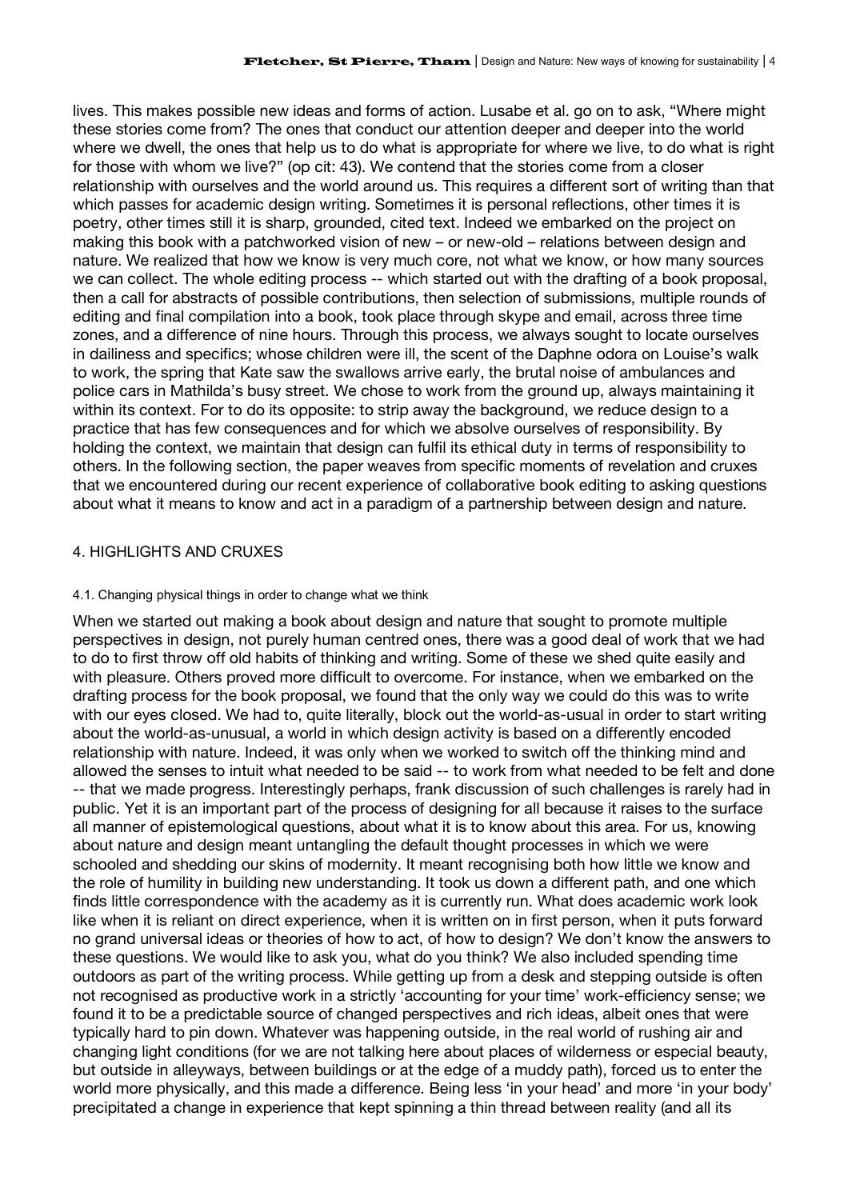lives. This makes possible new ideas and forms of action. Lusabe et al. go on to ask, "Where might these stories come from? The ones that conduct our attention deeper and deeper into the world where we dwell, the ones that help us to do what is appropriate for where we live, to do what is right for those with whom we live?" (op cit: 43). We contend that the stories come from a closer relationship with ourselves and the world around us. This requires a different sort of writing than that which passes for academic design writing. Sometimes it is personal reflections, other times it is poetry, other times still it is sharp, grounded, cited text. Indeed we embarked on the project on making this book with a patchworked vision of new – or new-old – relations between design and nature. We realized that how we know is very much core, not what we know, or how many sources we can collect. The whole editing process -- which started out with the drafting of a book proposal, then a call for abstracts of possible contributions, then selection of submissions, multiple rounds of editing and final compilation into a book, took place through skype and email, across three time zones, and a difference of nine hours. Through this process, we always sought to locate ourselves in dailiness and specifics; whose children were ill, the scent of the Daphne odora on Louise's walk to work, the spring that Kate saw the swallows arrive early, the brutal noise of ambulances and police cars in Mathilda's busy street. We chose to work from the ground up, always maintaining it within its context. For to do its opposite: to strip away the background, we reduce design to a practice that has few consequences and for which we absolve ourselves of responsibility. By holding the context, we maintain that design can fulfil its ethical duty in terms of responsibility to others. In the following section, the paper weaves from specific moments of revelation and cruxes that we encountered during our recent experience of collaborative book editing to asking questions about what it means to know and act in a paradigm of a partnership between design and nature.

## 4. HIGHLIGHTS AND CRUXES

### 4.1. Changing physical things in order to change what we think

When we started out making a book about design and nature that sought to promote multiple perspectives in design, not purely human centred ones, there was a good deal of work that we had to do to first throw off old habits of thinking and writing. Some of these we shed quite easily and with pleasure. Others proved more difficult to overcome. For instance, when we embarked on the drafting process for the book proposal, we found that the only way we could do this was to write with our eyes closed. We had to, quite literally, block out the world-as-usual in order to start writing about the world-as-unusual, a world in which design activity is based on a differently encoded relationship with nature. Indeed, it was only when we worked to switch off the thinking mind and allowed the senses to intuit what needed to be said -- to work from what needed to be felt and done -- that we made progress. Interestingly perhaps, frank discussion of such challenges is rarely had in public. Yet it is an important part of the process of designing for all because it raises to the surface all manner of epistemological questions, about what it is to know about this area. For us, knowing about nature and design meant untangling the default thought processes in which we were schooled and shedding our skins of modernity. It meant recognising both how little we know and the role of humility in building new understanding. It took us down a different path, and one which finds little correspondence with the academy as it is currently run. What does academic work look like when it is reliant on direct experience, when it is written on in first person, when it puts forward no grand universal ideas or theories of how to act, of how to design? We don't know the answers to these questions. We would like to ask you, what do you think? We also included spending time outdoors as part of the writing process. While getting up from a desk and stepping outside is often not recognised as productive work in a strictly 'accounting for your time' work-efficiency sense; we found it to be a predictable source of changed perspectives and rich ideas, albeit ones that were typically hard to pin down. Whatever was happening outside, in the real world of rushing air and changing light conditions (for we are not talking here about places of wilderness or especial beauty, but outside in alleyways, between buildings or at the edge of a muddy path), forced us to enter the world more physically, and this made a difference. Being less 'in your head' and more 'in your body' precipitated a change in experience that kept spinning a thin thread between reality (and all its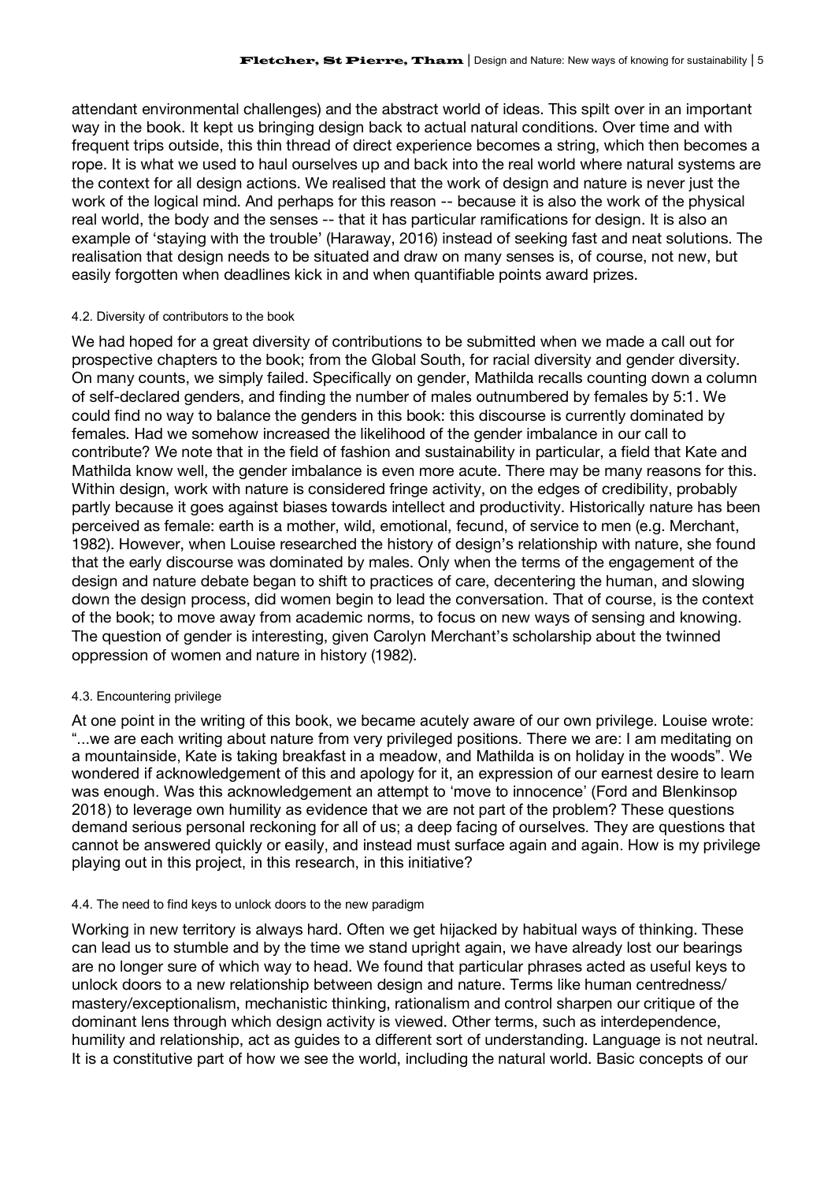attendant environmental challenges) and the abstract world of ideas. This spilt over in an important way in the book. It kept us bringing design back to actual natural conditions. Over time and with frequent trips outside, this thin thread of direct experience becomes a string, which then becomes a rope. It is what we used to haul ourselves up and back into the real world where natural systems are the context for all design actions. We realised that the work of design and nature is never just the work of the logical mind. And perhaps for this reason -- because it is also the work of the physical real world, the body and the senses -- that it has particular ramifications for design. It is also an example of 'staying with the trouble' (Haraway, 2016) instead of seeking fast and neat solutions. The realisation that design needs to be situated and draw on many senses is, of course, not new, but easily forgotten when deadlines kick in and when quantifiable points award prizes.

#### 4.2. Diversity of contributors to the book

We had hoped for a great diversity of contributions to be submitted when we made a call out for prospective chapters to the book; from the Global South, for racial diversity and gender diversity. On many counts, we simply failed. Specifically on gender, Mathilda recalls counting down a column of self-declared genders, and finding the number of males outnumbered by females by 5:1. We could find no way to balance the genders in this book: this discourse is currently dominated by females. Had we somehow increased the likelihood of the gender imbalance in our call to contribute? We note that in the field of fashion and sustainability in particular, a field that Kate and Mathilda know well, the gender imbalance is even more acute. There may be many reasons for this. Within design, work with nature is considered fringe activity, on the edges of credibility, probably partly because it goes against biases towards intellect and productivity. Historically nature has been perceived as female: earth is a mother, wild, emotional, fecund, of service to men (e.g. Merchant, 1982). However, when Louise researched the history of design's relationship with nature, she found that the early discourse was dominated by males. Only when the terms of the engagement of the design and nature debate began to shift to practices of care, decentering the human, and slowing down the design process, did women begin to lead the conversation. That of course, is the context of the book; to move away from academic norms, to focus on new ways of sensing and knowing. The question of gender is interesting, given Carolyn Merchant's scholarship about the twinned oppression of women and nature in history (1982).

#### 4.3. Encountering privilege

At one point in the writing of this book, we became acutely aware of our own privilege. Louise wrote: "...we are each writing about nature from very privileged positions. There we are: I am meditating on a mountainside, Kate is taking breakfast in a meadow, and Mathilda is on holiday in the woods". We wondered if acknowledgement of this and apology for it, an expression of our earnest desire to learn was enough. Was this acknowledgement an attempt to 'move to innocence' (Ford and Blenkinsop 2018) to leverage own humility as evidence that we are not part of the problem? These questions demand serious personal reckoning for all of us; a deep facing of ourselves. They are questions that cannot be answered quickly or easily, and instead must surface again and again. How is my privilege playing out in this project, in this research, in this initiative?

#### 4.4. The need to find keys to unlock doors to the new paradigm

Working in new territory is always hard. Often we get hijacked by habitual ways of thinking. These can lead us to stumble and by the time we stand upright again, we have already lost our bearings are no longer sure of which way to head. We found that particular phrases acted as useful keys to unlock doors to a new relationship between design and nature. Terms like human centredness/ mastery/exceptionalism, mechanistic thinking, rationalism and control sharpen our critique of the dominant lens through which design activity is viewed. Other terms, such as interdependence, humility and relationship, act as guides to a different sort of understanding. Language is not neutral. It is a constitutive part of how we see the world, including the natural world. Basic concepts of our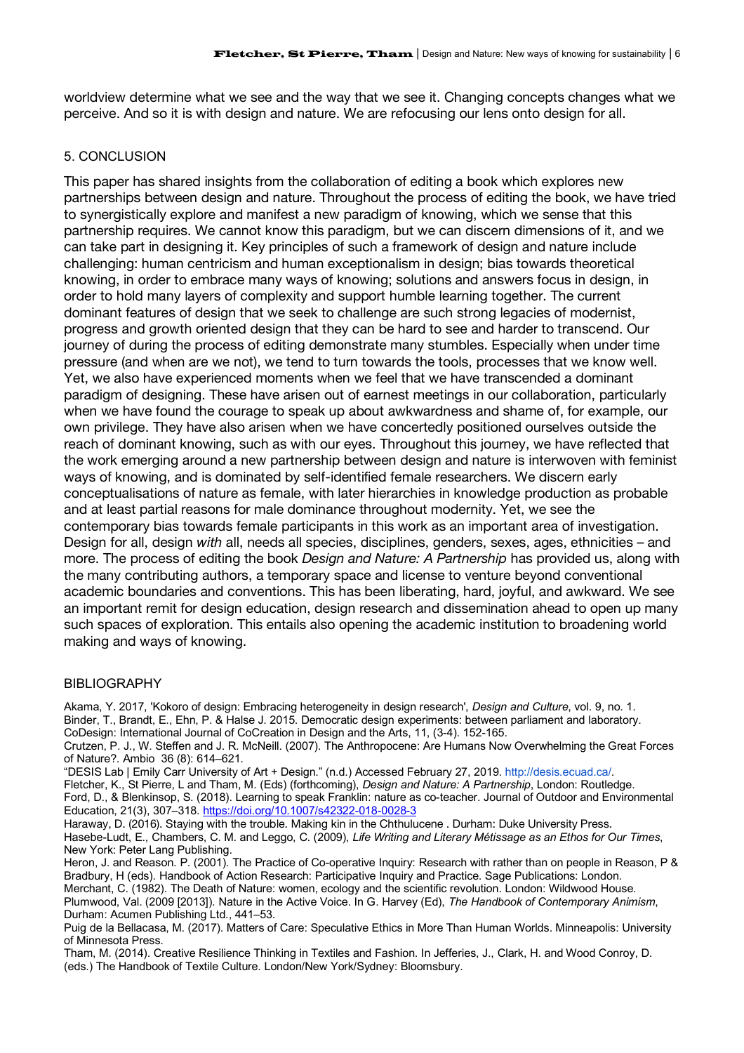worldview determine what we see and the way that we see it. Changing concepts changes what we perceive. And so it is with design and nature. We are refocusing our lens onto design for all.

## 5. CONCLUSION

This paper has shared insights from the collaboration of editing a book which explores new partnerships between design and nature. Throughout the process of editing the book, we have tried to synergistically explore and manifest a new paradigm of knowing, which we sense that this partnership requires. We cannot know this paradigm, but we can discern dimensions of it, and we can take part in designing it. Key principles of such a framework of design and nature include challenging: human centricism and human exceptionalism in design; bias towards theoretical knowing, in order to embrace many ways of knowing; solutions and answers focus in design, in order to hold many layers of complexity and support humble learning together. The current dominant features of design that we seek to challenge are such strong legacies of modernist, progress and growth oriented design that they can be hard to see and harder to transcend. Our journey of during the process of editing demonstrate many stumbles. Especially when under time pressure (and when are we not), we tend to turn towards the tools, processes that we know well. Yet, we also have experienced moments when we feel that we have transcended a dominant paradigm of designing. These have arisen out of earnest meetings in our collaboration, particularly when we have found the courage to speak up about awkwardness and shame of, for example, our own privilege. They have also arisen when we have concertedly positioned ourselves outside the reach of dominant knowing, such as with our eyes. Throughout this journey, we have reflected that the work emerging around a new partnership between design and nature is interwoven with feminist ways of knowing, and is dominated by self-identified female researchers. We discern early conceptualisations of nature as female, with later hierarchies in knowledge production as probable and at least partial reasons for male dominance throughout modernity. Yet, we see the contemporary bias towards female participants in this work as an important area of investigation. Design for all, design *with* all, needs all species, disciplines, genders, sexes, ages, ethnicities – and more. The process of editing the book *Design and Nature: A Partnership* has provided us, along with the many contributing authors, a temporary space and license to venture beyond conventional academic boundaries and conventions. This has been liberating, hard, joyful, and awkward. We see an important remit for design education, design research and dissemination ahead to open up many such spaces of exploration. This entails also opening the academic institution to broadening world making and ways of knowing.

## BIBLIOGRAPHY

Akama, Y. 2017, 'Kokoro of design: Embracing heterogeneity in design research', *Design and Culture*, vol. 9, no. 1.

Binder, T., Brandt, E., Ehn, P. & Halse J. 2015. Democratic design experiments: between parliament and laboratory. CoDesign: International Journal of CoCreation in Design and the Arts, 11, (3-4). 152-165.

Crutzen, P. J., W. Steffen and J. R. McNeill. (2007). The Anthropocene: Are Humans Now Overwhelming the Great Forces of Nature?. Ambio 36 (8): 614–621.

"DESIS Lab | Emily Carr University of Art + Design." (n.d.) Accessed February 27, 2019. http://desis.ecuad.ca/.

Fletcher, K., St Pierre, L and Tham, M. (Eds) (forthcoming), *Design and Nature: A Partnership*, London: Routledge.

Ford, D., & Blenkinsop, S. (2018). Learning to speak Franklin: nature as co-teacher. Journal of Outdoor and Environmental Education, 21(3), 307–318. https://doi.org/10.1007/s42322-018-0028-3

Haraway, D. (2016). Staying with the trouble. Making kin in the Chthulucene . Durham: Duke University Press.

Hasebe-Ludt, E., Chambers, C. M. and Leggo, C. (2009), *Life Writing and Literary Métissage as an Ethos for Our Times*, New York: Peter Lang Publishing.

Heron, J. and Reason. P. (2001). The Practice of Co-operative Inquiry: Research with rather than on people in Reason, P & Bradbury, H (eds). Handbook of Action Research: Participative Inquiry and Practice. Sage Publications: London.

Merchant, C. (1982). The Death of Nature: women, ecology and the scientific revolution. London: Wildwood House.

Plumwood, Val. (2009 [2013]). Nature in the Active Voice. In G. Harvey (Ed), *The Handbook of Contemporary Animism*, Durham: Acumen Publishing Ltd., 441–53.

Puig de la Bellacasa, M. (2017). Matters of Care: Speculative Ethics in More Than Human Worlds. Minneapolis: University of Minnesota Press.

Tham, M. (2014). Creative Resilience Thinking in Textiles and Fashion. In Jefferies, J., Clark, H. and Wood Conroy, D. (eds.) The Handbook of Textile Culture. London/New York/Sydney: Bloomsbury.